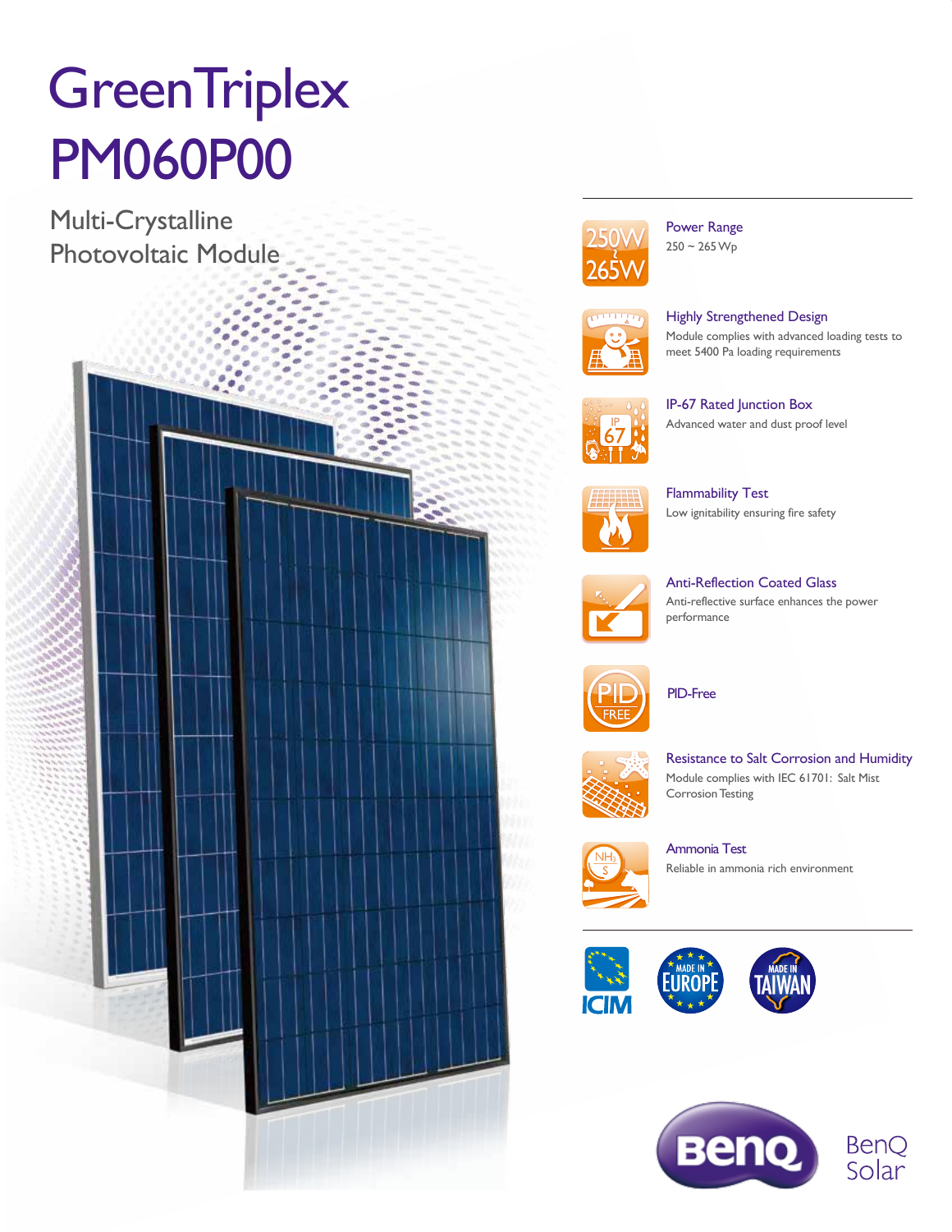# GreenTriplex PM060P00

## Multi-Crystalline Photovoltaic Module

### Power Range
250 ~ 265 Wp

### Highly Strengthened Design
Module complies with advanced loading tests to meet 5400 Pa loading requirements

### IP-67 Rated Junction Box
Advanced water and dust proof level

### Flammability Test
Low ignitability ensuring fire safety

### Anti-Reflection Coated Glass
Anti-reflective surface enhances the power performance

### PID-Free

### Resistance to Salt Corrosion and Humidity
Module complies with IEC 61701: Salt Mist Corrosion Testing

### Ammonia Test
Reliable in ammonia rich environment

ICIM

MADE IN EUROPE

MADE IN TAIWAN

BenQ Solar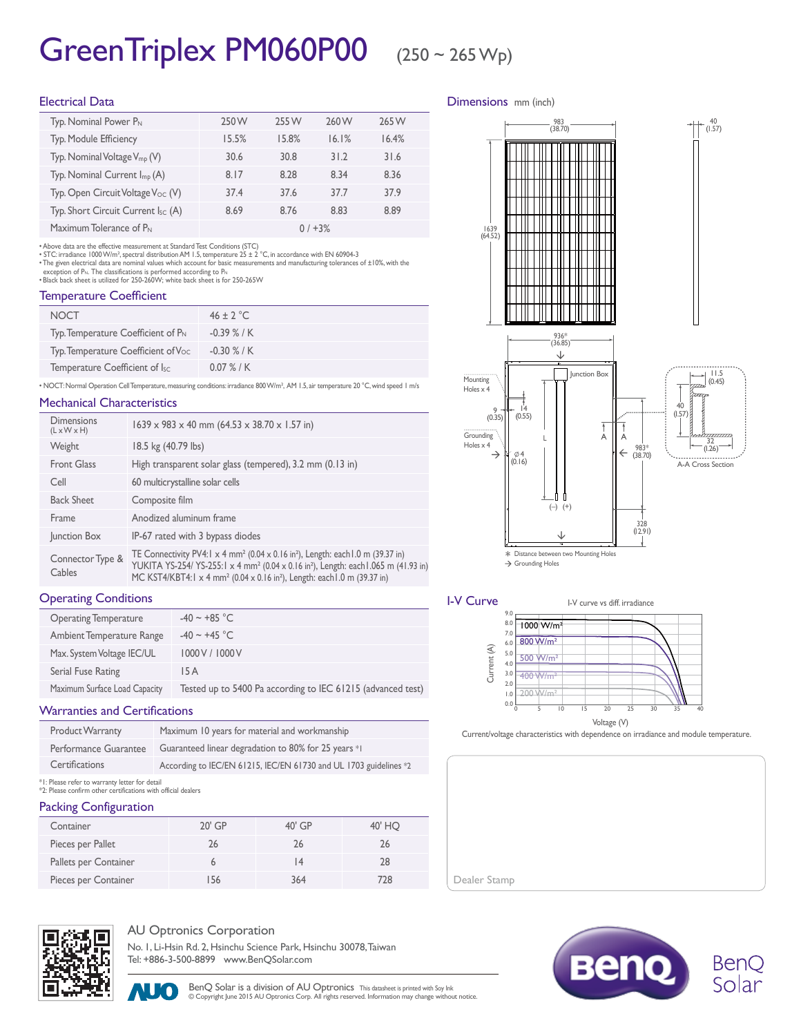# GreenTriplex PM060P00 (250 ~ 265 Wp)

## Electrical Data

| | | | | |
|---|---|---|---|---|
| Typ. Nominal Power $P_N$ | 250 W | 255 W | 260 W | 265 W |
| Typ. Module Efficiency | 15.5% | 15.8% | 16.1% | 16.4% |
| Typ. Nominal Voltage $V_{mp}$ (V) | 30.6 | 30.8 | 31.2 | 31.6 |
| Typ. Nominal Current $I_{mp}$ (A) | 8.17 | 8.28 | 8.34 | 8.36 |
| Typ. Open Circuit Voltage $V_{OC}$ (V) | 37.4 | 37.6 | 37.7 | 37.9 |
| Typ. Short Circuit Current $I_{SC}$ (A) | 8.69 | 8.76 | 8.83 | 8.89 |
| Maximum Tolerance of $P_N$ | 0 / +3% | | | |

• Above data are the effective measurement at Standard Test Conditions (STC)
• STC: irradiance 1000 W/m², spectral distribution AM 1.5, temperature 25 ± 2 °C, in accordance with EN 60904-3
• The given electrical data are nominal values which account for basic measurements and manufacturing tolerances of ±10%, with the exception of $P_N$. The classifications is performed according to $P_N$
• Black back sheet is utilized for 250-260W; white back sheet is for 250-265W

## Temperature Coefficient

| | |
|---|---|
| NOCT | 46 ± 2 °C |
| Typ. Temperature Coefficient of $P_N$ | -0.39 % / K |
| Typ. Temperature Coefficient of $V_{OC}$ | -0.30 % / K |
| Temperature Coefficient of $I_{SC}$ | 0.07 % / K |

• NOCT: Normal Operation Cell Temperature, measuring conditions: irradiance 800 W/m², AM 1.5, air temperature 20 °C, wind speed 1 m/s

## Mechanical Characteristics

| | |
|---|---|
| Dimensions (L x W x H) | 1639 x 983 x 40 mm (64.53 x 38.70 x 1.57 in) |
| Weight | 18.5 kg (40.79 lbs) |
| Front Glass | High transparent solar glass (tempered), 3.2 mm (0.13 in) |
| Cell | 60 multicrystalline solar cells |
| Back Sheet | Composite film |
| Frame | Anodized aluminum frame |
| Junction Box | IP-67 rated with 3 bypass diodes |
| Connector Type & Cables | TE Connectivity PV4:1 x 4 mm² (0.04 x 0.16 in²), Length: each 1.0 m (39.37 in)<br>YUKITA YS-254/ YS-255:1 x 4 mm² (0.04 x 0.16 in²), Length: each 1.065 m (41.93 in)<br>MC KST4/KBT4:1 x 4 mm² (0.04 x 0.16 in²), Length: each 1.0 m (39.37 in) |

## Operating Conditions

| | |
|---|---|
| Operating Temperature | -40 ~ +85 °C |
| Ambient Temperature Range | -40 ~ +45 °C |
| Max. System Voltage IEC/UL | 1000 V / 1000 V |
| Serial Fuse Rating | 15 A |
| Maximum Surface Load Capacity | Tested up to 5400 Pa according to IEC 61215 (advanced test) |

## Warranties and Certifications

| | |
|---|---|
| Product Warranty | Maximum 10 years for material and workmanship |
| Performance Guarantee | Guaranteed linear degradation to 80% for 25 years *1 |
| Certifications | According to IEC/EN 61215, IEC/EN 61730 and UL 1703 guidelines *2 |

*1: Please refer to warranty letter for detail
*2: Please confirm other certifications with official dealers

## Packing Configuration

| Container | 20' GP | 40' GP | 40' HQ |
|---|---|---|---|
| Pieces per Pallet | 26 | 26 | 26 |
| Pallets per Container | 6 | 14 | 28 |
| Pieces per Container | 156 | 364 | 728 |

## Dimensions mm (inch)

983 (38.70)
40 (1.57)
1639 (64.52)
936* (36.85)
Mounting Holes x 4
Junction Box
9 (0.35)
14 (0.55)
Grounding Holes x 4
Ø 4 (0.16)
L
A A
983* (38.70)
(-) (+)
328 (12.91)
11.5 (0.45)
40 (1.57)
32 (1.26)
A-A Cross Section
* Distance between two Mounting Holes
→ Grounding Holes

## I-V Curve

I-V curve vs diff. irradiance

Current (A)
Voltage (V)
1000 W/m²
800 W/m²
500 W/m²
400 W/m²
200 W/m²

Current/voltage characteristics with dependence on irradiance and module temperature.

Dealer Stamp

AU Optronics Corporation
No. 1, Li-Hsin Rd. 2, Hsinchu Science Park, Hsinchu 30078, Taiwan
Tel: +886-3-500-8899 www.BenQSolar.com

BenQ Solar is a division of AU Optronics This datasheet is printed with Soy Ink
© Copyright June 2015 AU Optronics Corp. All rights reserved. Information may change without notice.

BenQ Solar